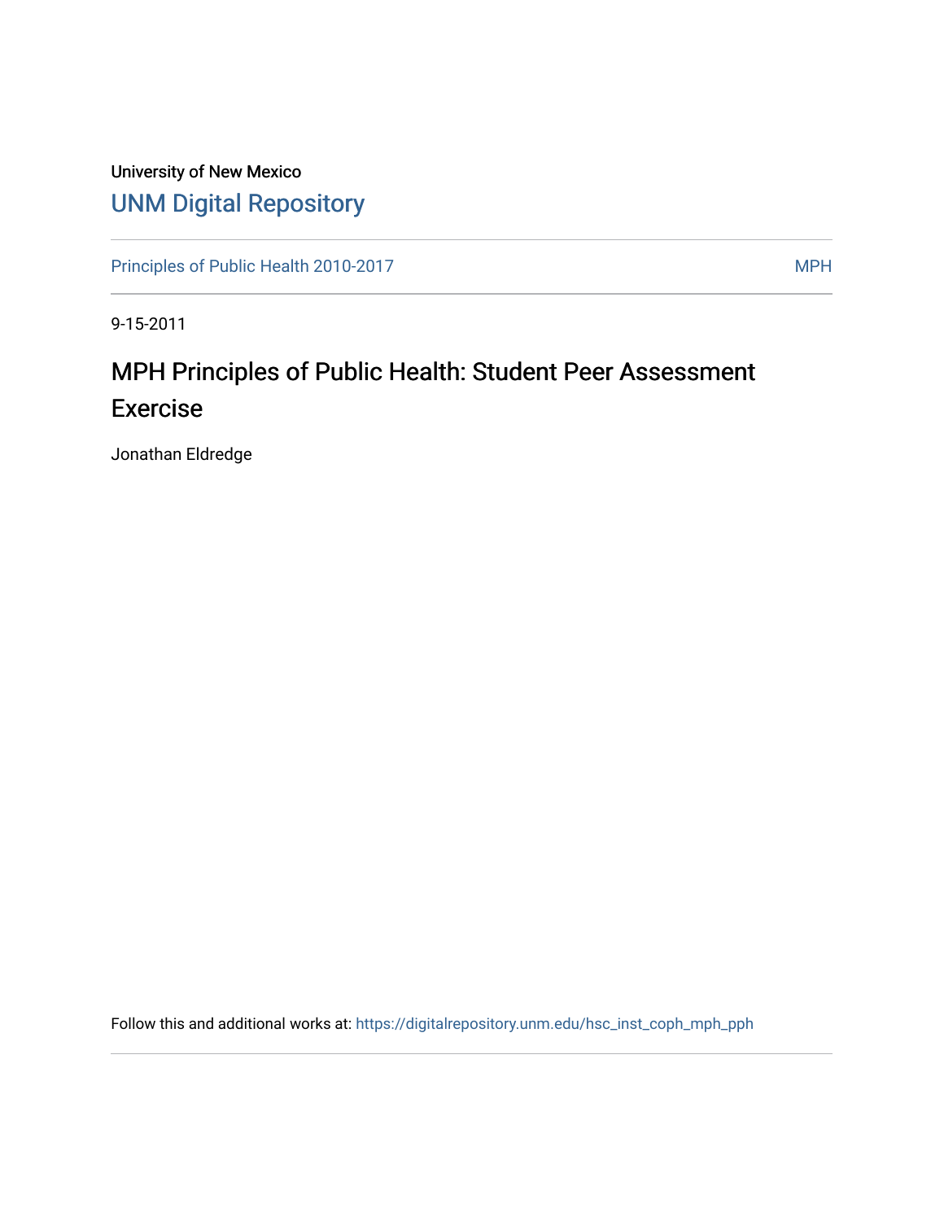University of New Mexico

# UNM Digital Repository

Principles of Public Health 2010-2017 | MPH

9-15-2011

## MPH Principles of Public Health: Student Peer Assessment Exercise

Jonathan Eldredge

Follow this and additional works at: https://digitalrepository.unm.edu/hsc_inst_coph_mph_pph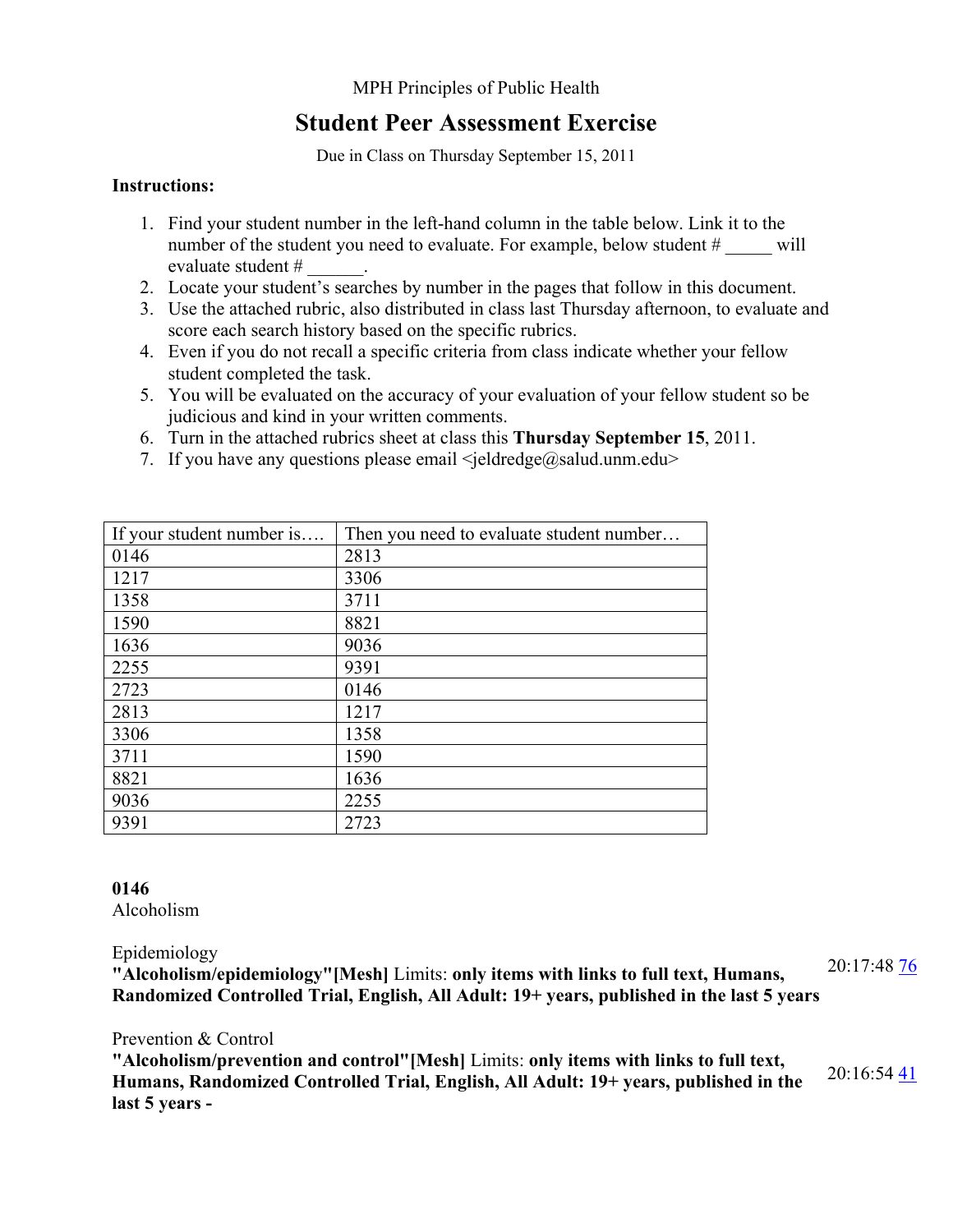MPH Principles of Public Health

# Student Peer Assessment Exercise

Due in Class on Thursday September 15, 2011

**Instructions:**

1. Find your student number in the left-hand column in the table below. Link it to the number of the student you need to evaluate. For example, below student # _____ will evaluate student # ______.
2. Locate your student's searches by number in the pages that follow in this document.
3. Use the attached rubric, also distributed in class last Thursday afternoon, to evaluate and score each search history based on the specific rubrics.
4. Even if you do not recall a specific criteria from class indicate whether your fellow student completed the task.
5. You will be evaluated on the accuracy of your evaluation of your fellow student so be judicious and kind in your written comments.
6. Turn in the attached rubrics sheet at class this **Thursday September 15**, 2011.
7. If you have any questions please email <jeldredge@salud.unm.edu>

| If your student number is…. | Then you need to evaluate student number… |
|---|---|
| 0146 | 2813 |
| 1217 | 3306 |
| 1358 | 3711 |
| 1590 | 8821 |
| 1636 | 9036 |
| 2255 | 9391 |
| 2723 | 0146 |
| 2813 | 1217 |
| 3306 | 1358 |
| 3711 | 1590 |
| 8821 | 1636 |
| 9036 | 2255 |
| 9391 | 2723 |

**0146**

Alcoholism

Epidemiology

**"Alcoholism/epidemiology"[Mesh]** Limits: **only items with links to full text, Humans, Randomized Controlled Trial, English, All Adult: 19+ years, published in the last 5 years** 20:17:48 76

Prevention & Control

**"Alcoholism/prevention and control"[Mesh]** Limits: **only items with links to full text, Humans, Randomized Controlled Trial, English, All Adult: 19+ years, published in the last 5 years -** 20:16:54 41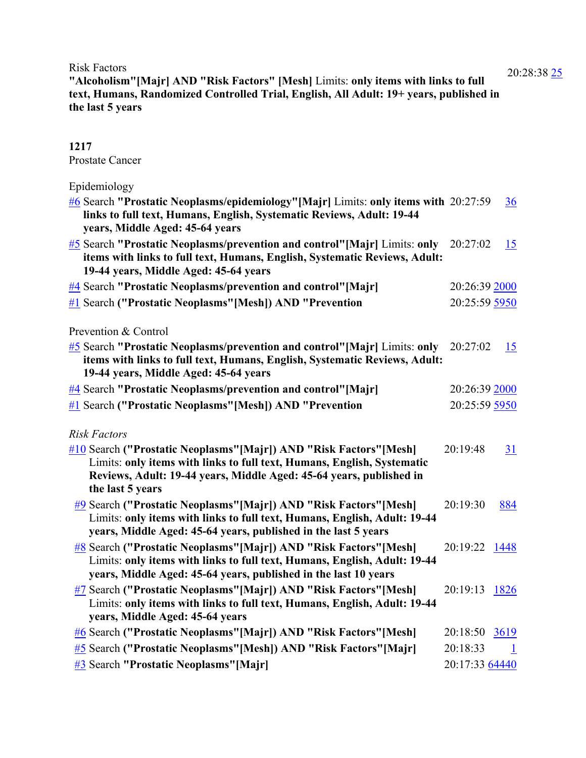Risk Factors

**"Alcoholism"[Majr] AND "Risk Factors" [Mesh]** Limits: **only items with links to full text, Humans, Randomized Controlled Trial, English, All Adult: 19+ years, published in the last 5 years** — 20:28:38 25

**1217**

Prostate Cancer

Epidemiology

| | | |
|---|---|---|
| #6 Search **"Prostatic Neoplasms/epidemiology"[Majr]** Limits: **only items with links to full text, Humans, English, Systematic Reviews, Adult: 19-44 years, Middle Aged: 45-64 years** | 20:27:59 | 36 |
| #5 Search **"Prostatic Neoplasms/prevention and control"[Majr]** Limits: **only items with links to full text, Humans, English, Systematic Reviews, Adult: 19-44 years, Middle Aged: 45-64 years** | 20:27:02 | 15 |
| #4 Search **"Prostatic Neoplasms/prevention and control"[Majr]** | 20:26:39 | 2000 |
| #1 Search **("Prostatic Neoplasms"[Mesh]) AND "Prevention** | 20:25:59 | 5950 |

Prevention & Control

| | | |
|---|---|---|
| #5 Search **"Prostatic Neoplasms/prevention and control"[Majr]** Limits: **only items with links to full text, Humans, English, Systematic Reviews, Adult: 19-44 years, Middle Aged: 45-64 years** | 20:27:02 | 15 |
| #4 Search **"Prostatic Neoplasms/prevention and control"[Majr]** | 20:26:39 | 2000 |
| #1 Search **("Prostatic Neoplasms"[Mesh]) AND "Prevention** | 20:25:59 | 5950 |

*Risk Factors*

| | | |
|---|---|---|
| #10 Search **("Prostatic Neoplasms"[Majr]) AND "Risk Factors"[Mesh]** Limits: **only items with links to full text, Humans, English, Systematic Reviews, Adult: 19-44 years, Middle Aged: 45-64 years, published in the last 5 years** | 20:19:48 | 31 |
| #9 Search **("Prostatic Neoplasms"[Majr]) AND "Risk Factors"[Mesh]** Limits: **only items with links to full text, Humans, English, Adult: 19-44 years, Middle Aged: 45-64 years, published in the last 5 years** | 20:19:30 | 884 |
| #8 Search **("Prostatic Neoplasms"[Majr]) AND "Risk Factors"[Mesh]** Limits: **only items with links to full text, Humans, English, Adult: 19-44 years, Middle Aged: 45-64 years, published in the last 10 years** | 20:19:22 | 1448 |
| #7 Search **("Prostatic Neoplasms"[Majr]) AND "Risk Factors"[Mesh]** Limits: **only items with links to full text, Humans, English, Adult: 19-44 years, Middle Aged: 45-64 years** | 20:19:13 | 1826 |
| #6 Search **("Prostatic Neoplasms"[Majr]) AND "Risk Factors"[Mesh]** | 20:18:50 | 3619 |
| #5 Search **("Prostatic Neoplasms"[Mesh]) AND "Risk Factors"[Majr]** | 20:18:33 | 1 |
| #3 Search **"Prostatic Neoplasms"[Majr]** | 20:17:33 | 64440 |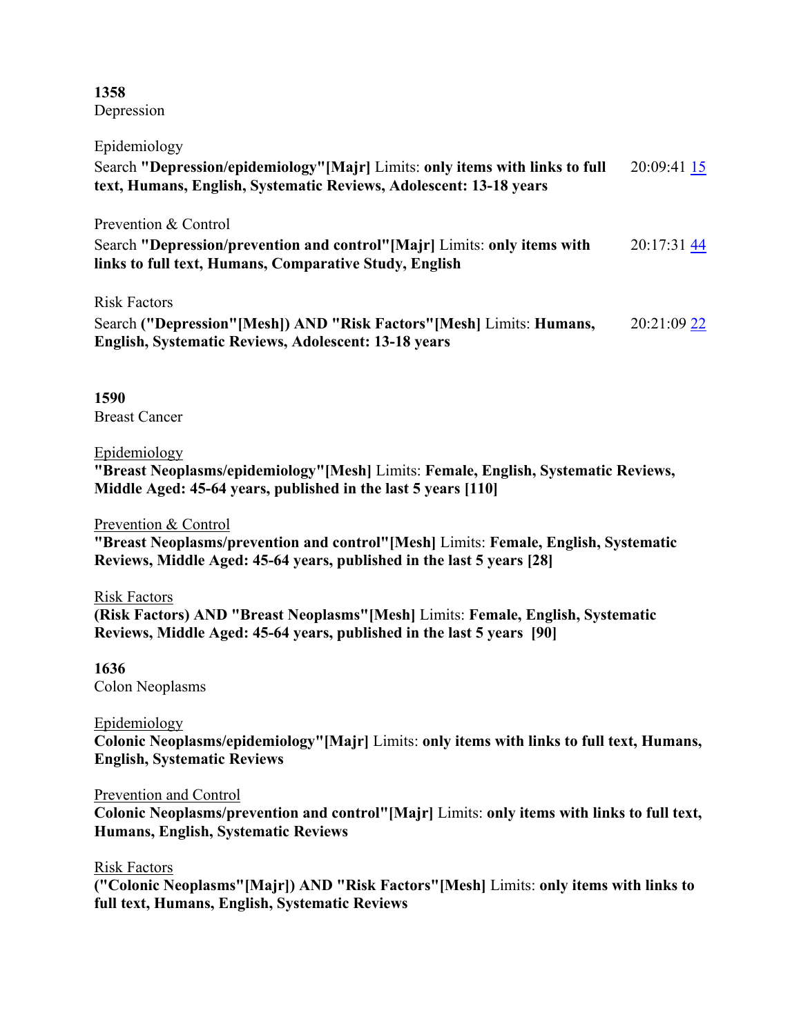**1358**
Depression

Epidemiology

Search **"Depression/epidemiology"[Majr]** Limits: **only items with links to full text, Humans, English, Systematic Reviews, Adolescent: 13-18 years** 20:09:41 15

Prevention & Control

Search **"Depression/prevention and control"[Majr]** Limits: **only items with links to full text, Humans, Comparative Study, English** 20:17:31 44

Risk Factors

Search **("Depression"[Mesh]) AND "Risk Factors"[Mesh]** Limits: **Humans, English, Systematic Reviews, Adolescent: 13-18 years** 20:21:09 22

**1590**
Breast Cancer

Epidemiology

**"Breast Neoplasms/epidemiology"[Mesh]** Limits: **Female, English, Systematic Reviews, Middle Aged: 45-64 years, published in the last 5 years [110]**

Prevention & Control

**"Breast Neoplasms/prevention and control"[Mesh]** Limits: **Female, English, Systematic Reviews, Middle Aged: 45-64 years, published in the last 5 years [28]**

Risk Factors

**(Risk Factors) AND "Breast Neoplasms"[Mesh]** Limits: **Female, English, Systematic Reviews, Middle Aged: 45-64 years, published in the last 5 years [90]**

**1636**
Colon Neoplasms

Epidemiology

**Colonic Neoplasms/epidemiology"[Majr]** Limits: **only items with links to full text, Humans, English, Systematic Reviews**

Prevention and Control

**Colonic Neoplasms/prevention and control"[Majr]** Limits: **only items with links to full text, Humans, English, Systematic Reviews**

Risk Factors

**("Colonic Neoplasms"[Majr]) AND "Risk Factors"[Mesh]** Limits: **only items with links to full text, Humans, English, Systematic Reviews**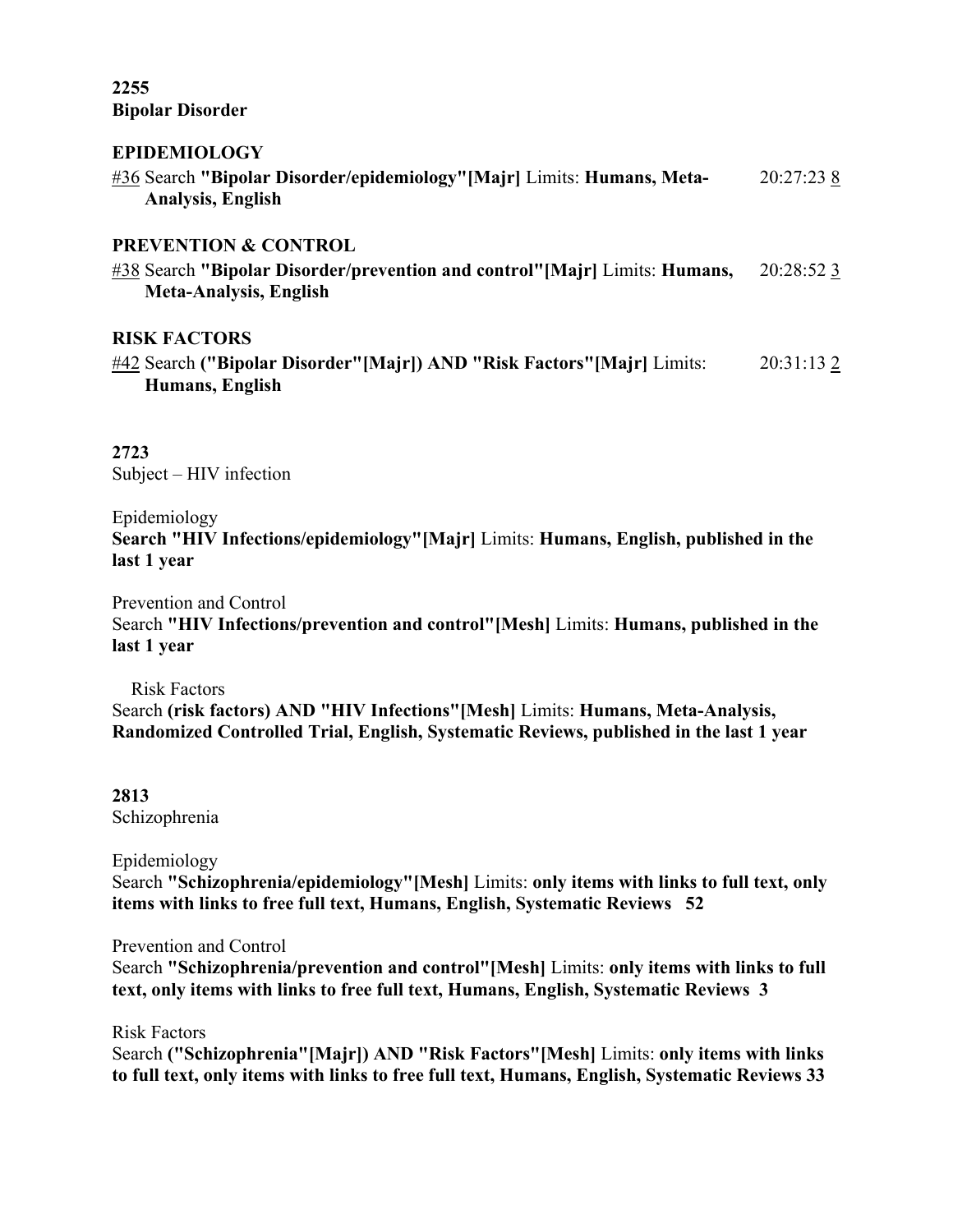**2255**
**Bipolar Disorder**

**EPIDEMIOLOGY**

#36 Search **"Bipolar Disorder/epidemiology"[Majr]** Limits: **Humans, Meta-Analysis, English** 20:27:23 8

**PREVENTION & CONTROL**

#38 Search **"Bipolar Disorder/prevention and control"[Majr]** Limits: **Humans, Meta-Analysis, English** 20:28:52 3

**RISK FACTORS**

#42 Search **("Bipolar Disorder"[Majr]) AND "Risk Factors"[Majr]** Limits: **Humans, English** 20:31:13 2

**2723**
Subject – HIV infection

Epidemiology
**Search "HIV Infections/epidemiology"[Majr]** Limits: **Humans, English, published in the last 1 year**

Prevention and Control
Search **"HIV Infections/prevention and control"[Mesh]** Limits: **Humans, published in the last 1 year**

Risk Factors
Search **(risk factors) AND "HIV Infections"[Mesh]** Limits: **Humans, Meta-Analysis, Randomized Controlled Trial, English, Systematic Reviews, published in the last 1 year**

**2813**
Schizophrenia

Epidemiology
Search **"Schizophrenia/epidemiology"[Mesh]** Limits: **only items with links to full text, only items with links to free full text, Humans, English, Systematic Reviews 52**

Prevention and Control
Search **"Schizophrenia/prevention and control"[Mesh]** Limits: **only items with links to full text, only items with links to free full text, Humans, English, Systematic Reviews 3**

Risk Factors
Search **("Schizophrenia"[Majr]) AND "Risk Factors"[Mesh]** Limits: **only items with links to full text, only items with links to free full text, Humans, English, Systematic Reviews 33**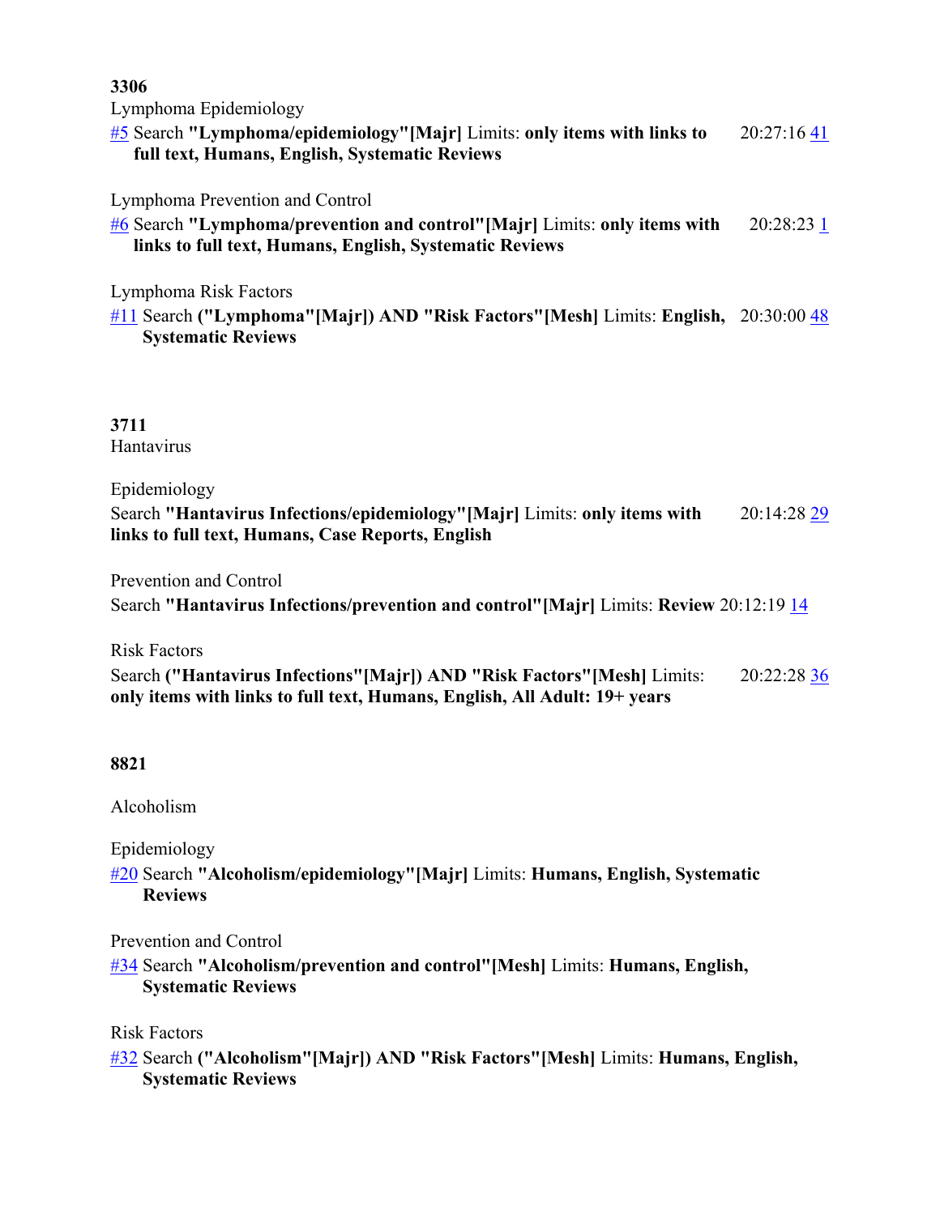**3306**

Lymphoma Epidemiology

#5 Search **"Lymphoma/epidemiology"[Majr]** Limits: **only items with links to full text, Humans, English, Systematic Reviews** 20:27:16 41

Lymphoma Prevention and Control

#6 Search **"Lymphoma/prevention and control"[Majr]** Limits: **only items with links to full text, Humans, English, Systematic Reviews** 20:28:23 1

Lymphoma Risk Factors

#11 Search **("Lymphoma"[Majr]) AND "Risk Factors"[Mesh]** Limits: **English, Systematic Reviews** 20:30:00 48

**3711**

Hantavirus

Epidemiology

Search **"Hantavirus Infections/epidemiology"[Majr]** Limits: **only items with links to full text, Humans, Case Reports, English** 20:14:28 29

Prevention and Control

Search **"Hantavirus Infections/prevention and control"[Majr]** Limits: **Review** 20:12:19 14

Risk Factors

Search **("Hantavirus Infections"[Majr]) AND "Risk Factors"[Mesh]** Limits: **only items with links to full text, Humans, English, All Adult: 19+ years** 20:22:28 36

**8821**

Alcoholism

Epidemiology

#20 Search **"Alcoholism/epidemiology"[Majr]** Limits: **Humans, English, Systematic Reviews**

Prevention and Control

#34 Search **"Alcoholism/prevention and control"[Mesh]** Limits: **Humans, English, Systematic Reviews**

Risk Factors

#32 Search **("Alcoholism"[Majr]) AND "Risk Factors"[Mesh]** Limits: **Humans, English, Systematic Reviews**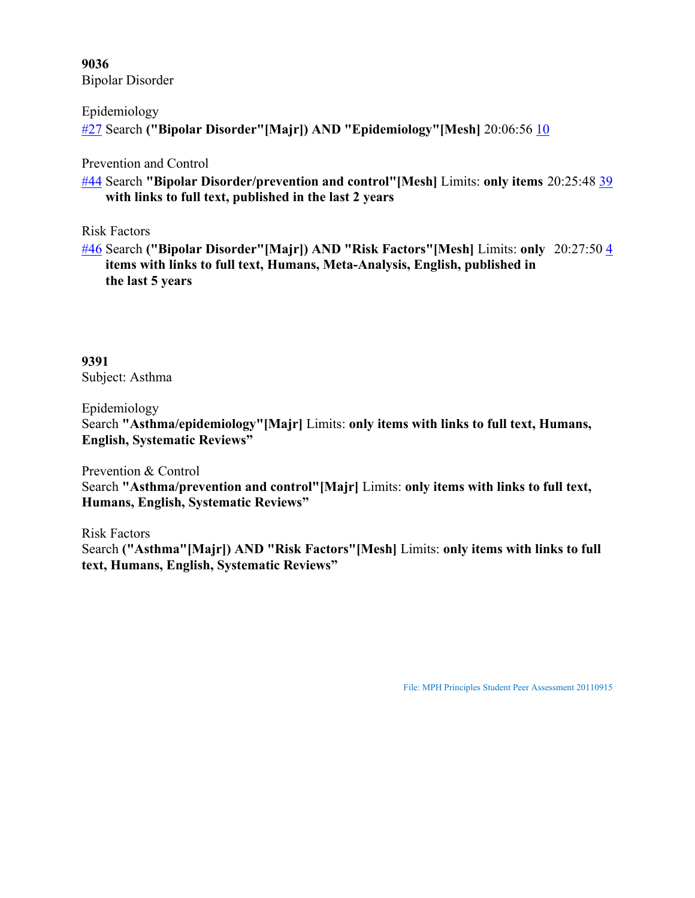**9036**
Bipolar Disorder

Epidemiology
#27 Search **("Bipolar Disorder"[Majr]) AND "Epidemiology"[Mesh]** 20:06:56 10

Prevention and Control
#44 Search **"Bipolar Disorder/prevention and control"[Mesh]** Limits: **only items with links to full text, published in the last 2 years** 20:25:48 39

Risk Factors
#46 Search **("Bipolar Disorder"[Majr]) AND "Risk Factors"[Mesh]** Limits: **only items with links to full text, Humans, Meta-Analysis, English, published in the last 5 years** 20:27:50 4

**9391**
Subject: Asthma

Epidemiology
Search **"Asthma/epidemiology"[Majr]** Limits: **only items with links to full text, Humans, English, Systematic Reviews"**

Prevention & Control
Search **"Asthma/prevention and control"[Majr]** Limits: **only items with links to full text, Humans, English, Systematic Reviews"**

Risk Factors
Search **("Asthma"[Majr]) AND "Risk Factors"[Mesh]** Limits: **only items with links to full text, Humans, English, Systematic Reviews"**

File: MPH Principles Student Peer Assessment 20110915